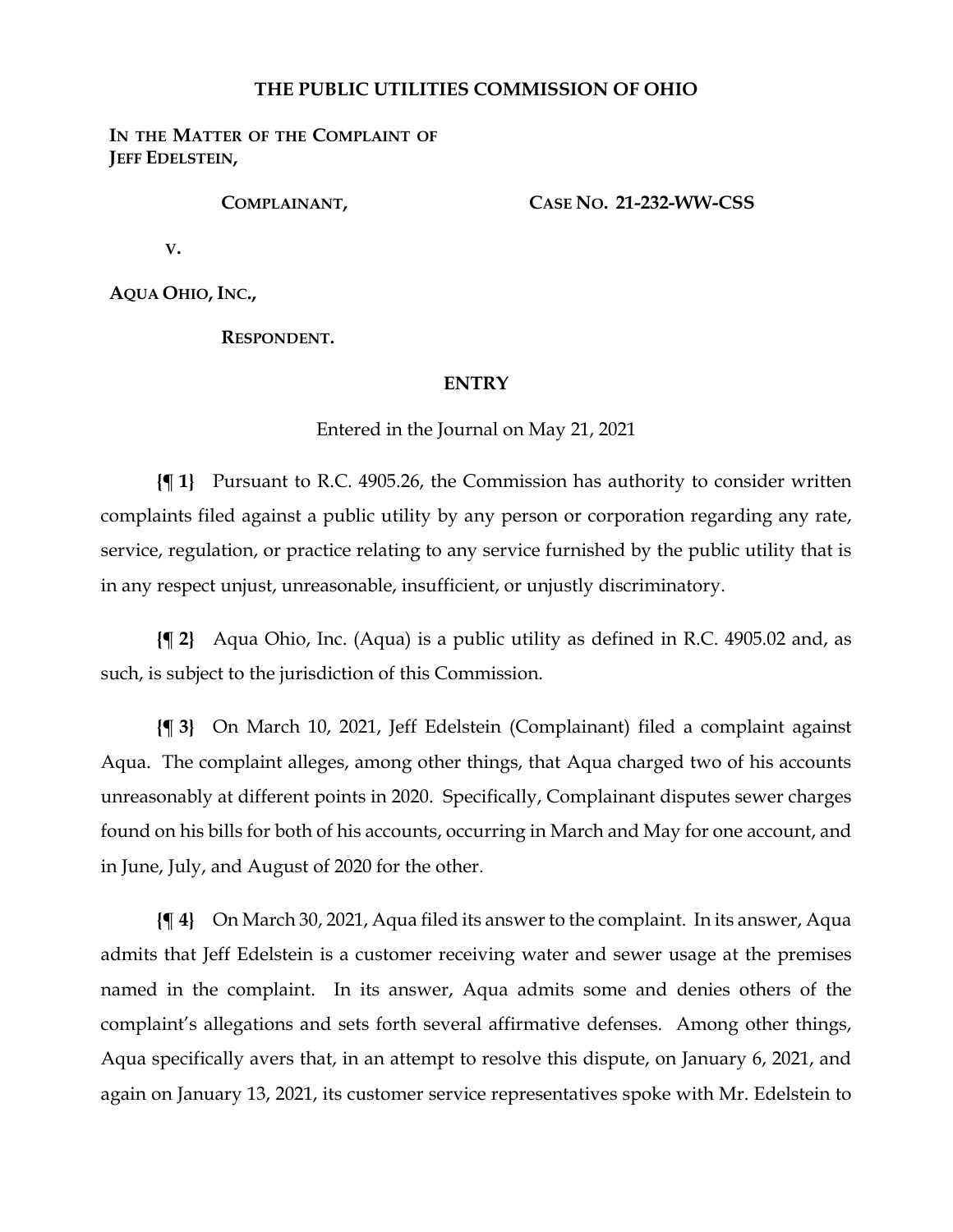# THE PUBLIC UTILITIES COMMISSION OF OHIO

**IN THE MATTER OF THE COMPLAINT OF JEFF EDELSTEIN,**

**COMPLAINANT,**

**CASE NO. 21-232-WW-CSS**

**V.**

**AQUA OHIO, INC.,**

**RESPONDENT.**

## ENTRY

Entered in the Journal on May 21, 2021

**{¶ 1}** Pursuant to R.C. 4905.26, the Commission has authority to consider written complaints filed against a public utility by any person or corporation regarding any rate, service, regulation, or practice relating to any service furnished by the public utility that is in any respect unjust, unreasonable, insufficient, or unjustly discriminatory.

**{¶ 2}** Aqua Ohio, Inc. (Aqua) is a public utility as defined in R.C. 4905.02 and, as such, is subject to the jurisdiction of this Commission.

**{¶ 3}** On March 10, 2021, Jeff Edelstein (Complainant) filed a complaint against Aqua. The complaint alleges, among other things, that Aqua charged two of his accounts unreasonably at different points in 2020. Specifically, Complainant disputes sewer charges found on his bills for both of his accounts, occurring in March and May for one account, and in June, July, and August of 2020 for the other.

**{¶ 4}** On March 30, 2021, Aqua filed its answer to the complaint. In its answer, Aqua admits that Jeff Edelstein is a customer receiving water and sewer usage at the premises named in the complaint. In its answer, Aqua admits some and denies others of the complaint's allegations and sets forth several affirmative defenses. Among other things, Aqua specifically avers that, in an attempt to resolve this dispute, on January 6, 2021, and again on January 13, 2021, its customer service representatives spoke with Mr. Edelstein to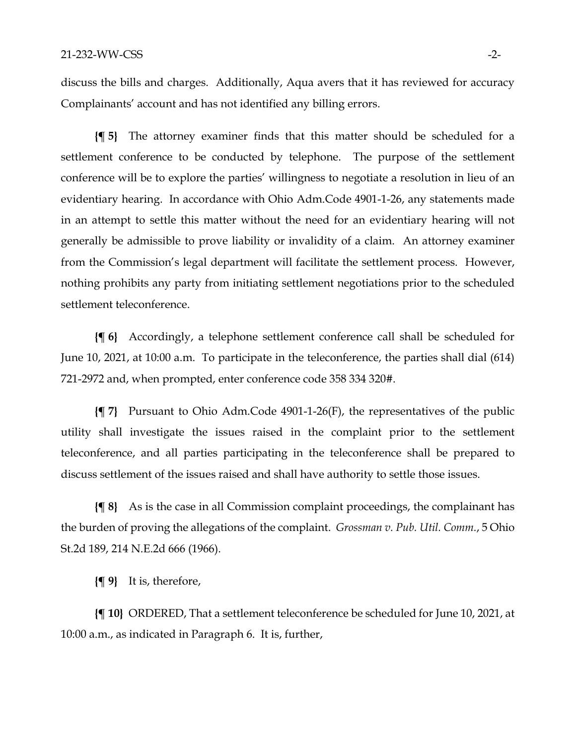discuss the bills and charges. Additionally, Aqua avers that it has reviewed for accuracy Complainants' account and has not identified any billing errors.

**{¶ 5}** The attorney examiner finds that this matter should be scheduled for a settlement conference to be conducted by telephone. The purpose of the settlement conference will be to explore the parties' willingness to negotiate a resolution in lieu of an evidentiary hearing. In accordance with Ohio Adm.Code 4901-1-26, any statements made in an attempt to settle this matter without the need for an evidentiary hearing will not generally be admissible to prove liability or invalidity of a claim. An attorney examiner from the Commission's legal department will facilitate the settlement process. However, nothing prohibits any party from initiating settlement negotiations prior to the scheduled settlement teleconference.

**{¶ 6}** Accordingly, a telephone settlement conference call shall be scheduled for June 10, 2021, at 10:00 a.m. To participate in the teleconference, the parties shall dial (614) 721-2972 and, when prompted, enter conference code 358 334 320#.

**{¶ 7}** Pursuant to Ohio Adm.Code 4901-1-26(F), the representatives of the public utility shall investigate the issues raised in the complaint prior to the settlement teleconference, and all parties participating in the teleconference shall be prepared to discuss settlement of the issues raised and shall have authority to settle those issues.

**{¶ 8}** As is the case in all Commission complaint proceedings, the complainant has the burden of proving the allegations of the complaint. *Grossman v. Pub. Util. Comm.*, 5 Ohio St.2d 189, 214 N.E.2d 666 (1966).

**{¶ 9}** It is, therefore,

**{¶ 10}** ORDERED, That a settlement teleconference be scheduled for June 10, 2021, at 10:00 a.m., as indicated in Paragraph 6. It is, further,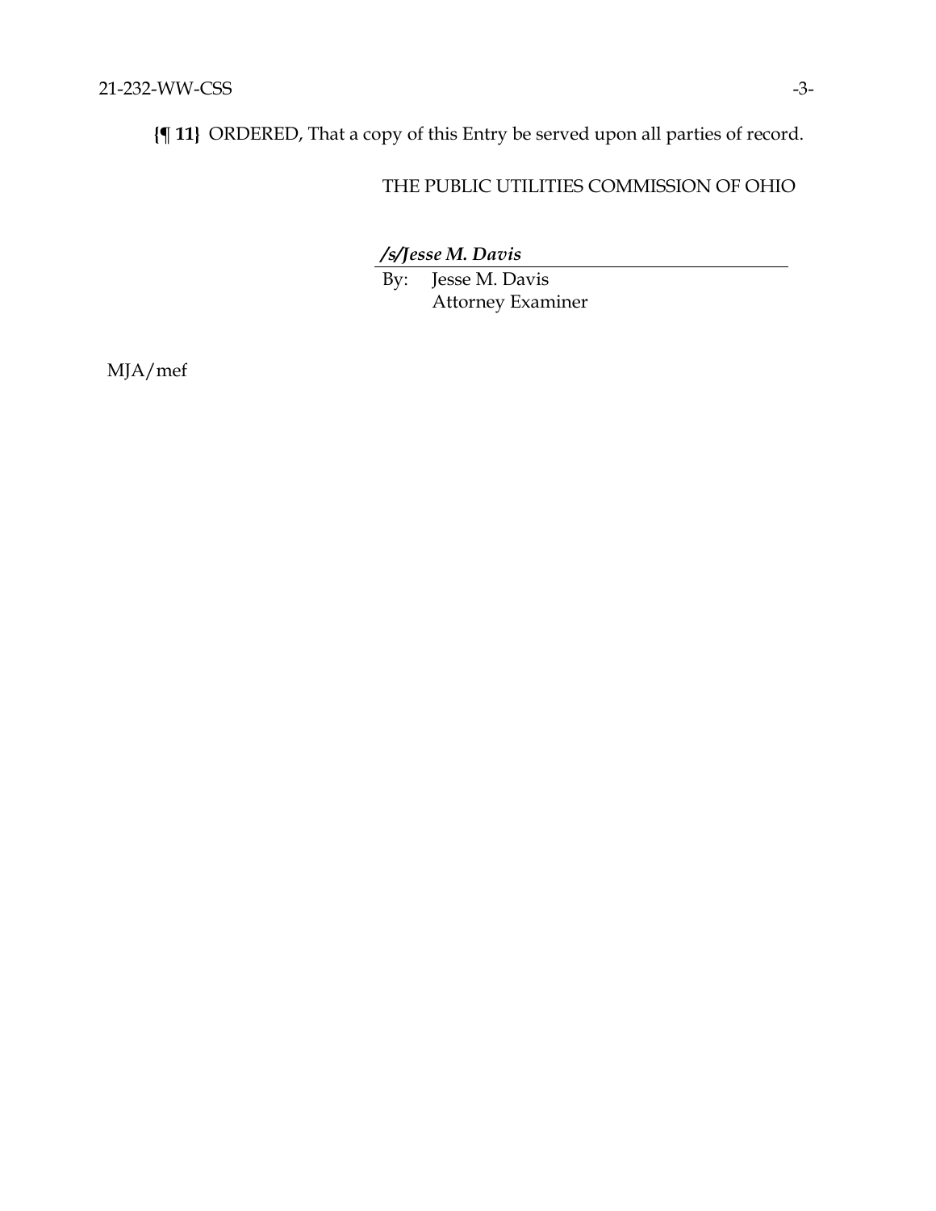**{¶ 11}** ORDERED, That a copy of this Entry be served upon all parties of record.

THE PUBLIC UTILITIES COMMISSION OF OHIO

***/s/Jesse M. Davis***

By: Jesse M. Davis
Attorney Examiner

MJA/mef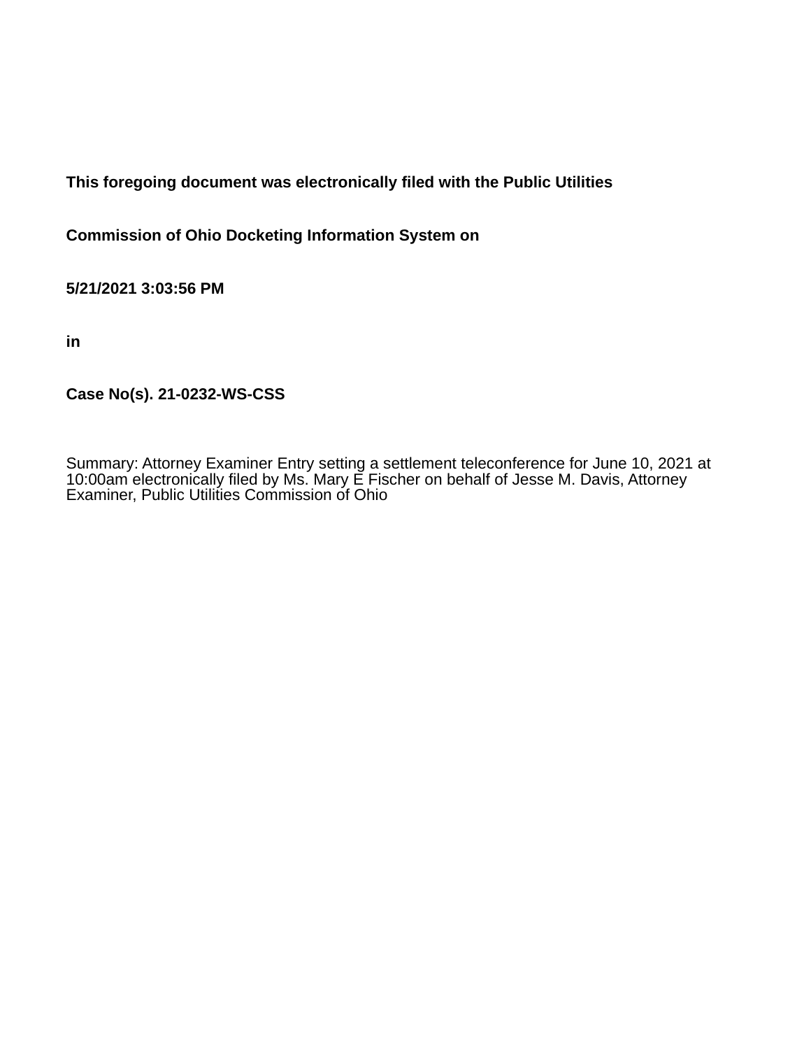**This foregoing document was electronically filed with the Public Utilities**

**Commission of Ohio Docketing Information System on**

**5/21/2021 3:03:56 PM**

**in**

**Case No(s). 21-0232-WS-CSS**

Summary: Attorney Examiner Entry setting a settlement teleconference for June 10, 2021 at 10:00am electronically filed by Ms. Mary E Fischer on behalf of Jesse M. Davis, Attorney Examiner, Public Utilities Commission of Ohio